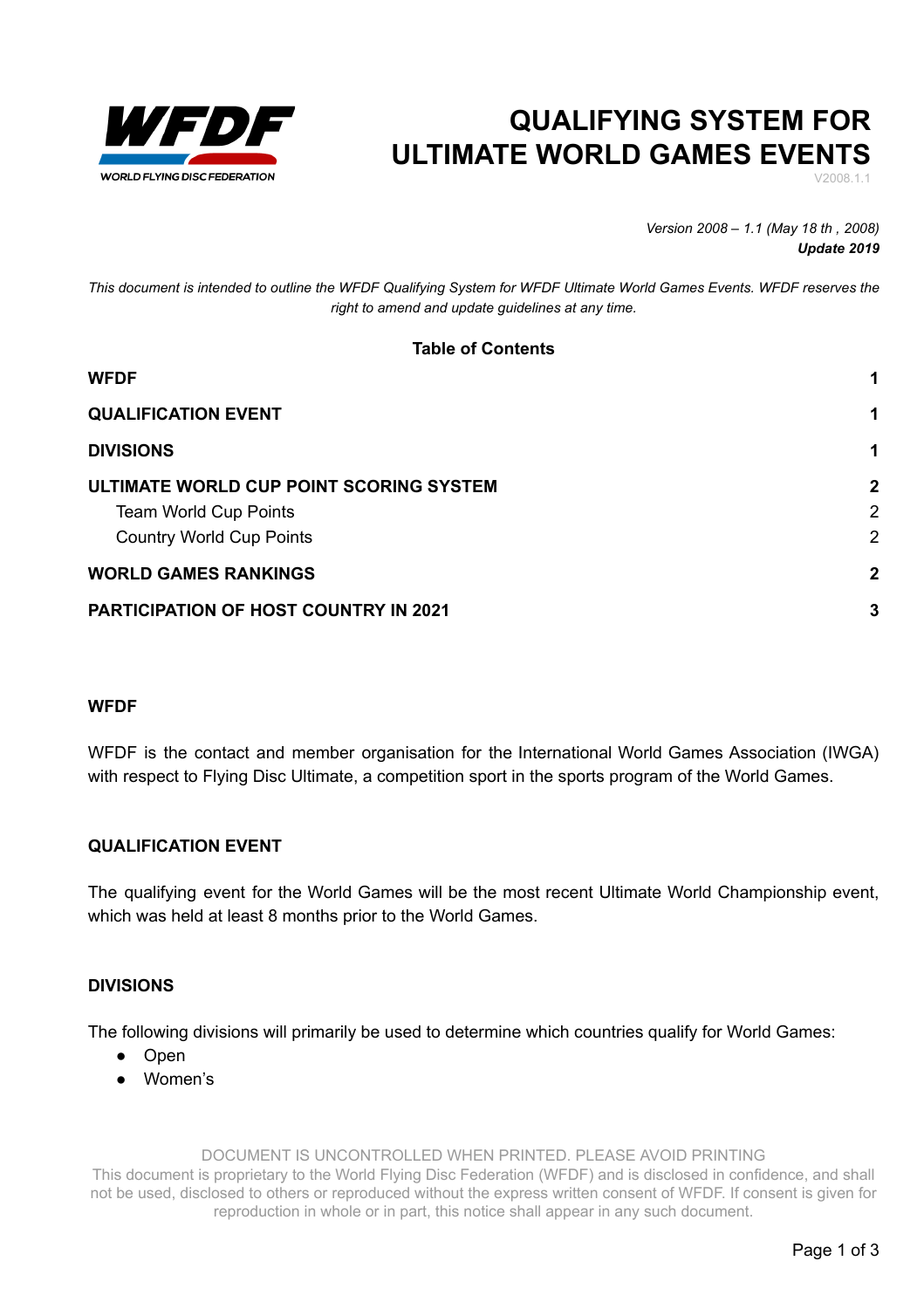# QUALIFYING SYSTEM FOR ULTIMATE WORLD GAMES EVENTS

V2008.1.1

*Version 2008 – 1.1 (May 18 th , 2008)*
***Update 2019***

*This document is intended to outline the WFDF Qualifying System for WFDF Ultimate World Games Events. WFDF reserves the right to amend and update guidelines at any time.*

**Table of Contents**

| | |
|---|---|
| **WFDF** | **1** |
| **QUALIFICATION EVENT** | **1** |
| **DIVISIONS** | **1** |
| **ULTIMATE WORLD CUP POINT SCORING SYSTEM** | **2** |
| Team World Cup Points | 2 |
| Country World Cup Points | 2 |
| **WORLD GAMES RANKINGS** | **2** |
| **PARTICIPATION OF HOST COUNTRY IN 2021** | **3** |

## WFDF

WFDF is the contact and member organisation for the International World Games Association (IWGA) with respect to Flying Disc Ultimate, a competition sport in the sports program of the World Games.

## QUALIFICATION EVENT

The qualifying event for the World Games will be the most recent Ultimate World Championship event, which was held at least 8 months prior to the World Games.

## DIVISIONS

The following divisions will primarily be used to determine which countries qualify for World Games:

- Open
- Women's

DOCUMENT IS UNCONTROLLED WHEN PRINTED. PLEASE AVOID PRINTING
This document is proprietary to the World Flying Disc Federation (WFDF) and is disclosed in confidence, and shall not be used, disclosed to others or reproduced without the express written consent of WFDF. If consent is given for reproduction in whole or in part, this notice shall appear in any such document.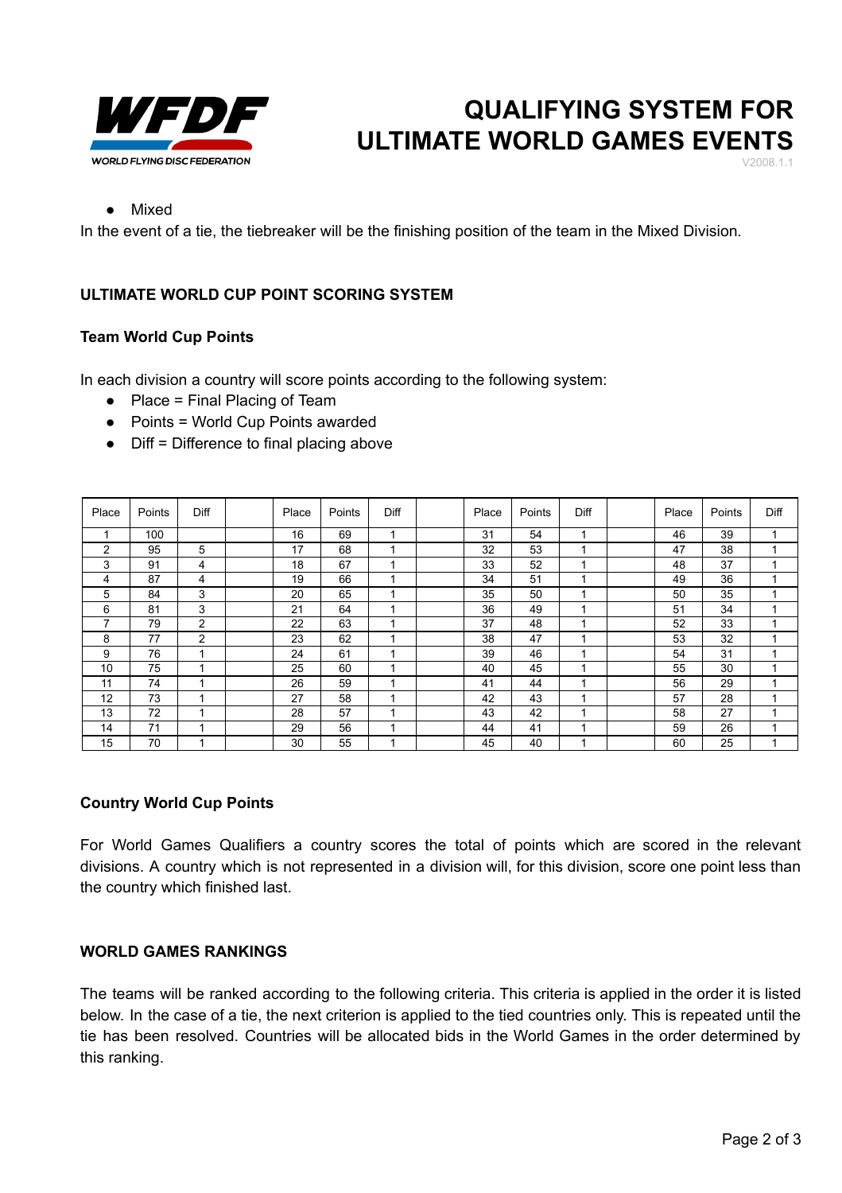- Mixed

In the event of a tie, the tiebreaker will be the finishing position of the team in the Mixed Division.

## ULTIMATE WORLD CUP POINT SCORING SYSTEM

### Team World Cup Points

In each division a country will score points according to the following system:

- Place = Final Placing of Team
- Points = World Cup Points awarded
- Diff = Difference to final placing above

| Place | Points | Diff | | Place | Points | Diff | | Place | Points | Diff | | Place | Points | Diff |
|---|---|---|---|---|---|---|---|---|---|---|---|---|---|---|
| 1 | 100 | | | 16 | 69 | 1 | | 31 | 54 | 1 | | 46 | 39 | 1 |
| 2 | 95 | 5 | | 17 | 68 | 1 | | 32 | 53 | 1 | | 47 | 38 | 1 |
| 3 | 91 | 4 | | 18 | 67 | 1 | | 33 | 52 | 1 | | 48 | 37 | 1 |
| 4 | 87 | 4 | | 19 | 66 | 1 | | 34 | 51 | 1 | | 49 | 36 | 1 |
| 5 | 84 | 3 | | 20 | 65 | 1 | | 35 | 50 | 1 | | 50 | 35 | 1 |
| 6 | 81 | 3 | | 21 | 64 | 1 | | 36 | 49 | 1 | | 51 | 34 | 1 |
| 7 | 79 | 2 | | 22 | 63 | 1 | | 37 | 48 | 1 | | 52 | 33 | 1 |
| 8 | 77 | 2 | | 23 | 62 | 1 | | 38 | 47 | 1 | | 53 | 32 | 1 |
| 9 | 76 | 1 | | 24 | 61 | 1 | | 39 | 46 | 1 | | 54 | 31 | 1 |
| 10 | 75 | 1 | | 25 | 60 | 1 | | 40 | 45 | 1 | | 55 | 30 | 1 |
| 11 | 74 | 1 | | 26 | 59 | 1 | | 41 | 44 | 1 | | 56 | 29 | 1 |
| 12 | 73 | 1 | | 27 | 58 | 1 | | 42 | 43 | 1 | | 57 | 28 | 1 |
| 13 | 72 | 1 | | 28 | 57 | 1 | | 43 | 42 | 1 | | 58 | 27 | 1 |
| 14 | 71 | 1 | | 29 | 56 | 1 | | 44 | 41 | 1 | | 59 | 26 | 1 |
| 15 | 70 | 1 | | 30 | 55 | 1 | | 45 | 40 | 1 | | 60 | 25 | 1 |

### Country World Cup Points

For World Games Qualifiers a country scores the total of points which are scored in the relevant divisions. A country which is not represented in a division will, for this division, score one point less than the country which finished last.

## WORLD GAMES RANKINGS

The teams will be ranked according to the following criteria. This criteria is applied in the order it is listed below. In the case of a tie, the next criterion is applied to the tied countries only. This is repeated until the tie has been resolved. Countries will be allocated bids in the World Games in the order determined by this ranking.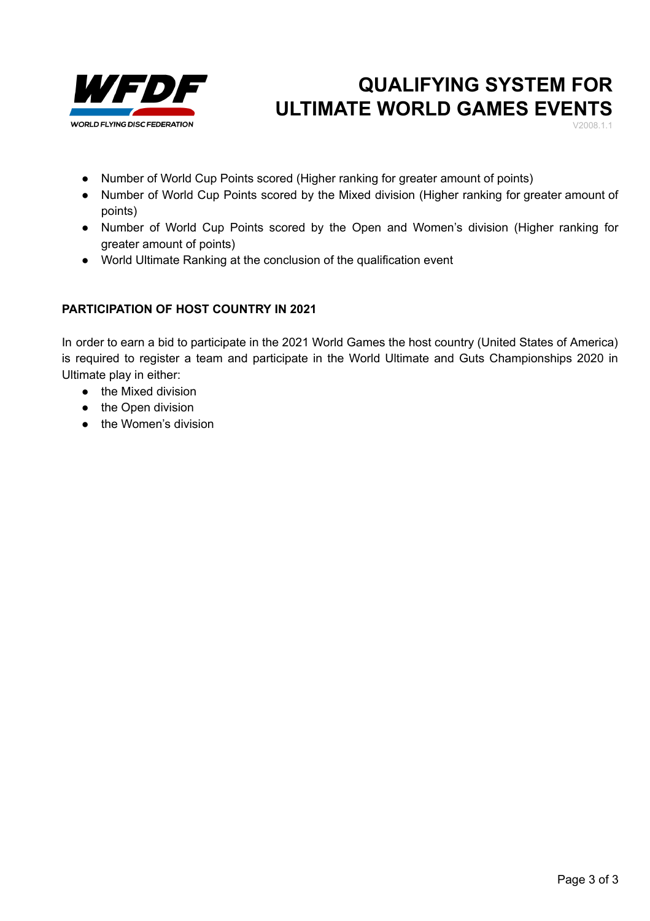- Number of World Cup Points scored (Higher ranking for greater amount of points)
- Number of World Cup Points scored by the Mixed division (Higher ranking for greater amount of points)
- Number of World Cup Points scored by the Open and Women's division (Higher ranking for greater amount of points)
- World Ultimate Ranking at the conclusion of the qualification event

**PARTICIPATION OF HOST COUNTRY IN 2021**

In order to earn a bid to participate in the 2021 World Games the host country (United States of America) is required to register a team and participate in the World Ultimate and Guts Championships 2020 in Ultimate play in either:

- the Mixed division
- the Open division
- the Women's division